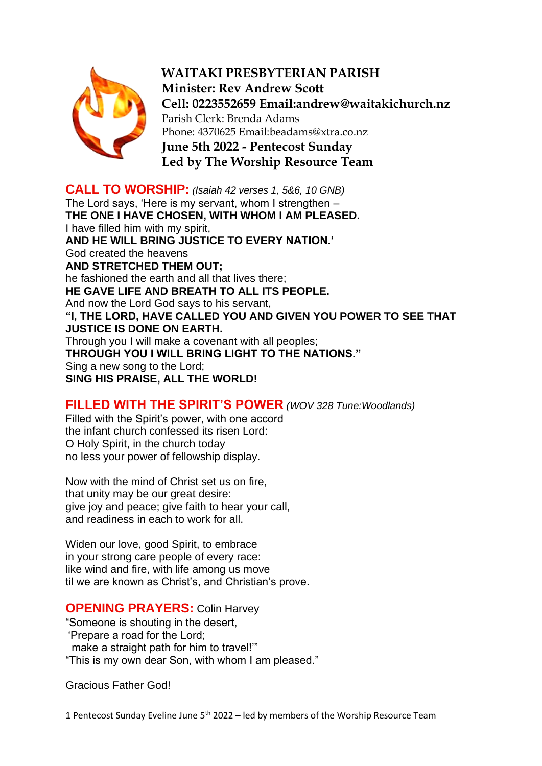**WAITAKI PRESBYTERIAN PARISH**
**Minister: Rev Andrew Scott**
**Cell: 0223552659 Email:andrew@waitakichurch.nz**
Parish Clerk: Brenda Adams
Phone: 4370625 Email:beadams@xtra.co.nz
**June 5th 2022 - Pentecost Sunday**
**Led by The Worship Resource Team**

## CALL TO WORSHIP: *(Isaiah 42 verses 1, 5&6, 10 GNB)*

The Lord says, 'Here is my servant, whom I strengthen –
**THE ONE I HAVE CHOSEN, WITH WHOM I AM PLEASED.**
I have filled him with my spirit,
**AND HE WILL BRING JUSTICE TO EVERY NATION.'**
God created the heavens
**AND STRETCHED THEM OUT;**
he fashioned the earth and all that lives there;
**HE GAVE LIFE AND BREATH TO ALL ITS PEOPLE.**
And now the Lord God says to his servant,
**"I, THE LORD, HAVE CALLED YOU AND GIVEN YOU POWER TO SEE THAT JUSTICE IS DONE ON EARTH.**
Through you I will make a covenant with all peoples;
**THROUGH YOU I WILL BRING LIGHT TO THE NATIONS."**
Sing a new song to the Lord;
**SING HIS PRAISE, ALL THE WORLD!**

## FILLED WITH THE SPIRIT'S POWER *(WOV 328 Tune:Woodlands)*

Filled with the Spirit's power, with one accord
the infant church confessed its risen Lord:
O Holy Spirit, in the church today
no less your power of fellowship display.

Now with the mind of Christ set us on fire,
that unity may be our great desire:
give joy and peace; give faith to hear your call,
and readiness in each to work for all.

Widen our love, good Spirit, to embrace
in your strong care people of every race:
like wind and fire, with life among us move
til we are known as Christ's, and Christian's prove.

## OPENING PRAYERS: Colin Harvey

"Someone is shouting in the desert,
'Prepare a road for the Lord;
make a straight path for him to travel!'"
"This is my own dear Son, with whom I am pleased."

Gracious Father God!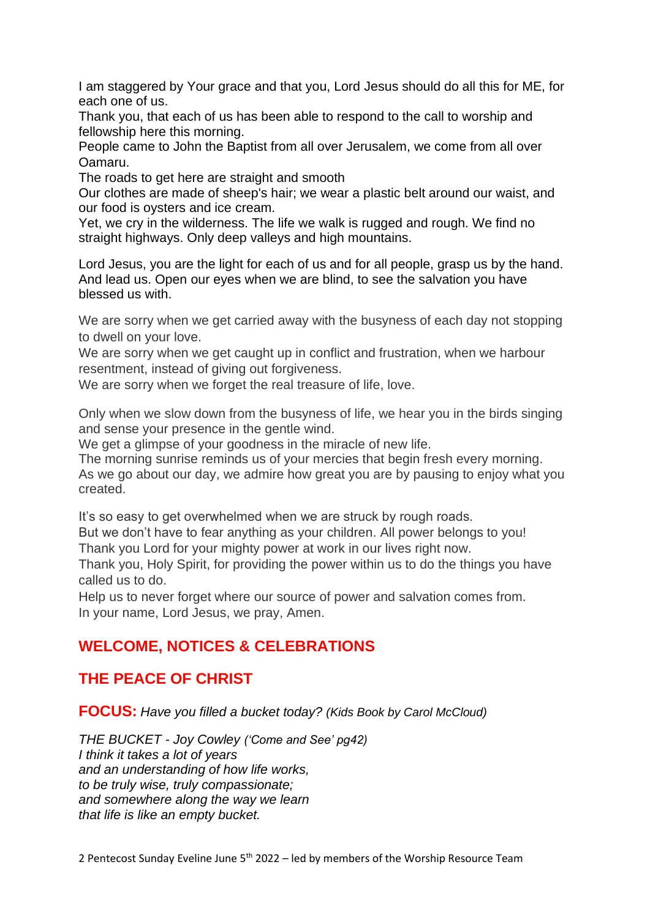I am staggered by Your grace and that you, Lord Jesus should do all this for ME, for each one of us.
Thank you, that each of us has been able to respond to the call to worship and fellowship here this morning.
People came to John the Baptist from all over Jerusalem, we come from all over Oamaru.
The roads to get here are straight and smooth
Our clothes are made of sheep's hair; we wear a plastic belt around our waist, and our food is oysters and ice cream.
Yet, we cry in the wilderness. The life we walk is rugged and rough. We find no straight highways. Only deep valleys and high mountains.

Lord Jesus, you are the light for each of us and for all people, grasp us by the hand. And lead us. Open our eyes when we are blind, to see the salvation you have blessed us with.

We are sorry when we get carried away with the busyness of each day not stopping to dwell on your love.
We are sorry when we get caught up in conflict and frustration, when we harbour resentment, instead of giving out forgiveness.
We are sorry when we forget the real treasure of life, love.

Only when we slow down from the busyness of life, we hear you in the birds singing and sense your presence in the gentle wind.
We get a glimpse of your goodness in the miracle of new life.
The morning sunrise reminds us of your mercies that begin fresh every morning.
As we go about our day, we admire how great you are by pausing to enjoy what you created.

It's so easy to get overwhelmed when we are struck by rough roads.
But we don't have to fear anything as your children. All power belongs to you!
Thank you Lord for your mighty power at work in our lives right now.
Thank you, Holy Spirit, for providing the power within us to do the things you have called us to do.
Help us to never forget where our source of power and salvation comes from.
In your name, Lord Jesus, we pray, Amen.

## WELCOME, NOTICES & CELEBRATIONS

## THE PEACE OF CHRIST

**FOCUS:** *Have you filled a bucket today? (Kids Book by Carol McCloud)*

*THE BUCKET - Joy Cowley ('Come and See' pg42)*
*I think it takes a lot of years*
*and an understanding of how life works,*
*to be truly wise, truly compassionate;*
*and somewhere along the way we learn*
*that life is like an empty bucket.*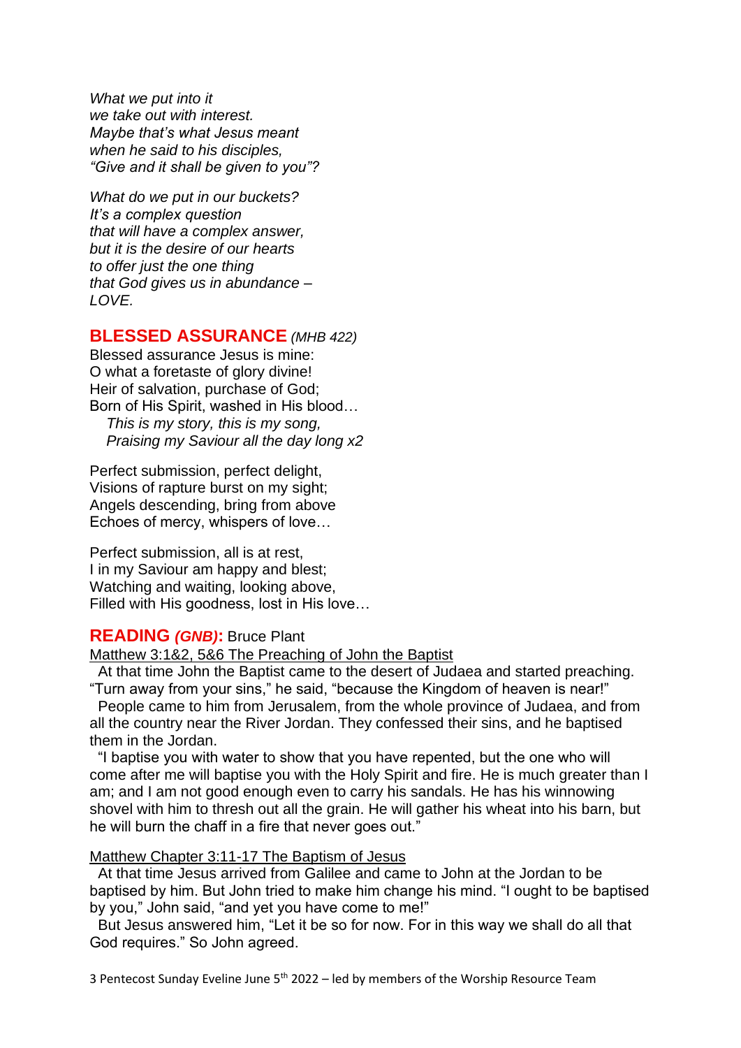*What we put into it*
*we take out with interest.*
*Maybe that's what Jesus meant*
*when he said to his disciples,*
*"Give and it shall be given to you"?*

*What do we put in our buckets?*
*It's a complex question*
*that will have a complex answer,*
*but it is the desire of our hearts*
*to offer just the one thing*
*that God gives us in abundance –*
*LOVE.*

## BLESSED ASSURANCE *(MHB 422)*

Blessed assurance Jesus is mine:
O what a foretaste of glory divine!
Heir of salvation, purchase of God;
Born of His Spirit, washed in His blood…
 *This is my story, this is my song,*
 *Praising my Saviour all the day long x2*

Perfect submission, perfect delight,
Visions of rapture burst on my sight;
Angels descending, bring from above
Echoes of mercy, whispers of love…

Perfect submission, all is at rest,
I in my Saviour am happy and blest;
Watching and waiting, looking above,
Filled with His goodness, lost in His love…

## READING *(GNB)*: Bruce Plant

Matthew 3:1&2, 5&6 The Preaching of John the Baptist

At that time John the Baptist came to the desert of Judaea and started preaching. "Turn away from your sins," he said, "because the Kingdom of heaven is near!"

People came to him from Jerusalem, from the whole province of Judaea, and from all the country near the River Jordan. They confessed their sins, and he baptised them in the Jordan.

"I baptise you with water to show that you have repented, but the one who will come after me will baptise you with the Holy Spirit and fire. He is much greater than I am; and I am not good enough even to carry his sandals. He has his winnowing shovel with him to thresh out all the grain. He will gather his wheat into his barn, but he will burn the chaff in a fire that never goes out."

Matthew Chapter 3:11-17 The Baptism of Jesus

At that time Jesus arrived from Galilee and came to John at the Jordan to be baptised by him. But John tried to make him change his mind. "I ought to be baptised by you," John said, "and yet you have come to me!"

But Jesus answered him, "Let it be so for now. For in this way we shall do all that God requires." So John agreed.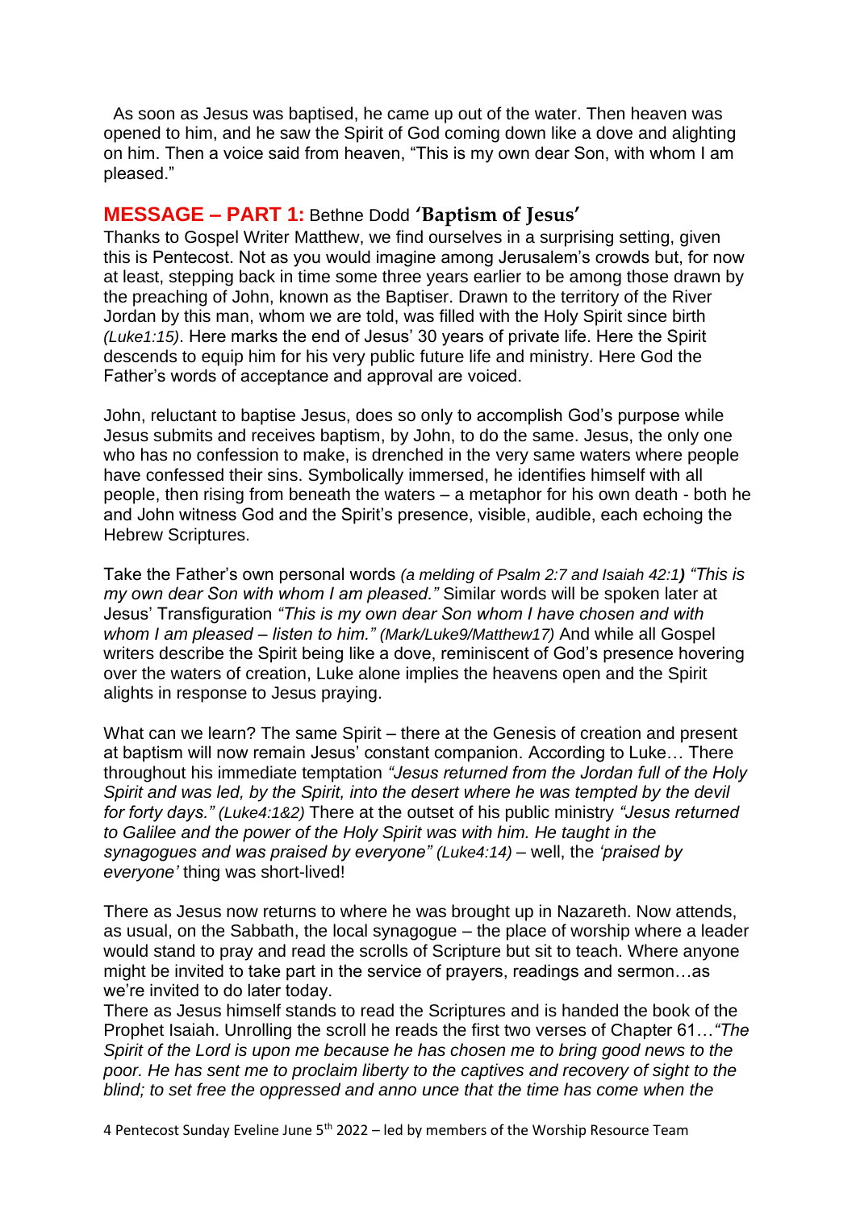As soon as Jesus was baptised, he came up out of the water. Then heaven was opened to him, and he saw the Spirit of God coming down like a dove and alighting on him. Then a voice said from heaven, "This is my own dear Son, with whom I am pleased."

## MESSAGE – PART 1: Bethne Dodd 'Baptism of Jesus'

Thanks to Gospel Writer Matthew, we find ourselves in a surprising setting, given this is Pentecost. Not as you would imagine among Jerusalem's crowds but, for now at least, stepping back in time some three years earlier to be among those drawn by the preaching of John, known as the Baptiser. Drawn to the territory of the River Jordan by this man, whom we are told, was filled with the Holy Spirit since birth *(Luke1:15)*. Here marks the end of Jesus' 30 years of private life. Here the Spirit descends to equip him for his very public future life and ministry. Here God the Father's words of acceptance and approval are voiced.

John, reluctant to baptise Jesus, does so only to accomplish God's purpose while Jesus submits and receives baptism, by John, to do the same. Jesus, the only one who has no confession to make, is drenched in the very same waters where people have confessed their sins. Symbolically immersed, he identifies himself with all people, then rising from beneath the waters – a metaphor for his own death - both he and John witness God and the Spirit's presence, visible, audible, each echoing the Hebrew Scriptures.

Take the Father's own personal words *(a melding of Psalm 2:7 and Isaiah 42:1)* *"This is my own dear Son with whom I am pleased."* Similar words will be spoken later at Jesus' Transfiguration *"This is my own dear Son whom I have chosen and with whom I am pleased – listen to him." (Mark/Luke9/Matthew17)* And while all Gospel writers describe the Spirit being like a dove, reminiscent of God's presence hovering over the waters of creation, Luke alone implies the heavens open and the Spirit alights in response to Jesus praying.

What can we learn? The same Spirit – there at the Genesis of creation and present at baptism will now remain Jesus' constant companion. According to Luke… There throughout his immediate temptation *"Jesus returned from the Jordan full of the Holy Spirit and was led, by the Spirit, into the desert where he was tempted by the devil for forty days." (Luke4:1&2)* There at the outset of his public ministry *"Jesus returned to Galilee and the power of the Holy Spirit was with him. He taught in the synagogues and was praised by everyone" (Luke4:14)* – well, the *'praised by everyone'* thing was short-lived!

There as Jesus now returns to where he was brought up in Nazareth. Now attends, as usual, on the Sabbath, the local synagogue – the place of worship where a leader would stand to pray and read the scrolls of Scripture but sit to teach. Where anyone might be invited to take part in the service of prayers, readings and sermon…as we're invited to do later today.

There as Jesus himself stands to read the Scriptures and is handed the book of the Prophet Isaiah. Unrolling the scroll he reads the first two verses of Chapter 61…*"The Spirit of the Lord is upon me because he has chosen me to bring good news to the poor. He has sent me to proclaim liberty to the captives and recovery of sight to the blind; to set free the oppressed and anno unce that the time has come when the*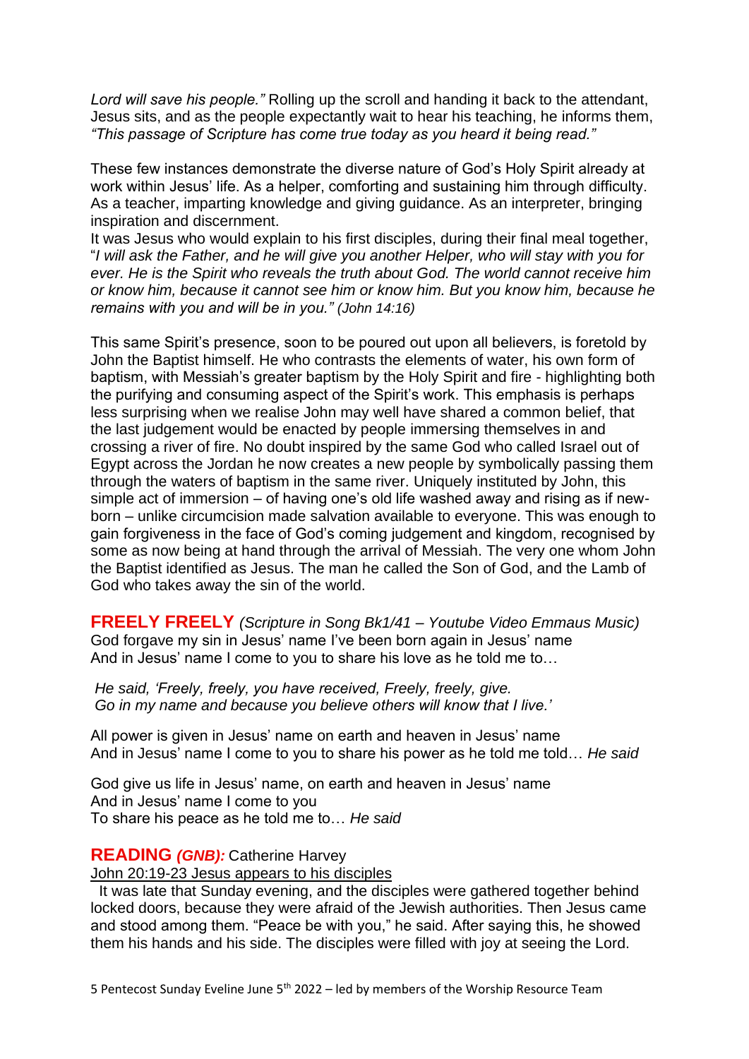*Lord will save his people."* Rolling up the scroll and handing it back to the attendant, Jesus sits, and as the people expectantly wait to hear his teaching, he informs them, *"This passage of Scripture has come true today as you heard it being read."*

These few instances demonstrate the diverse nature of God's Holy Spirit already at work within Jesus' life. As a helper, comforting and sustaining him through difficulty. As a teacher, imparting knowledge and giving guidance. As an interpreter, bringing inspiration and discernment.
It was Jesus who would explain to his first disciples, during their final meal together, "*I will ask the Father, and he will give you another Helper, who will stay with you for ever. He is the Spirit who reveals the truth about God. The world cannot receive him or know him, because it cannot see him or know him. But you know him, because he remains with you and will be in you." (John 14:16)*

This same Spirit's presence, soon to be poured out upon all believers, is foretold by John the Baptist himself. He who contrasts the elements of water, his own form of baptism, with Messiah's greater baptism by the Holy Spirit and fire - highlighting both the purifying and consuming aspect of the Spirit's work. This emphasis is perhaps less surprising when we realise John may well have shared a common belief, that the last judgement would be enacted by people immersing themselves in and crossing a river of fire. No doubt inspired by the same God who called Israel out of Egypt across the Jordan he now creates a new people by symbolically passing them through the waters of baptism in the same river. Uniquely instituted by John, this simple act of immersion – of having one's old life washed away and rising as if new-born – unlike circumcision made salvation available to everyone. This was enough to gain forgiveness in the face of God's coming judgement and kingdom, recognised by some as now being at hand through the arrival of Messiah. The very one whom John the Baptist identified as Jesus. The man he called the Son of God, and the Lamb of God who takes away the sin of the world.

**FREELY FREELY** *(Scripture in Song Bk1/41 – Youtube Video Emmaus Music)*
God forgave my sin in Jesus' name I've been born again in Jesus' name
And in Jesus' name I come to you to share his love as he told me to…

*He said, 'Freely, freely, you have received, Freely, freely, give.*
*Go in my name and because you believe others will know that I live.'*

All power is given in Jesus' name on earth and heaven in Jesus' name
And in Jesus' name I come to you to share his power as he told me told… *He said*

God give us life in Jesus' name, on earth and heaven in Jesus' name
And in Jesus' name I come to you
To share his peace as he told me to… *He said*

**READING** ***(GNB):*** Catherine Harvey
John 20:19-23 Jesus appears to his disciples
It was late that Sunday evening, and the disciples were gathered together behind locked doors, because they were afraid of the Jewish authorities. Then Jesus came and stood among them. "Peace be with you," he said. After saying this, he showed them his hands and his side. The disciples were filled with joy at seeing the Lord.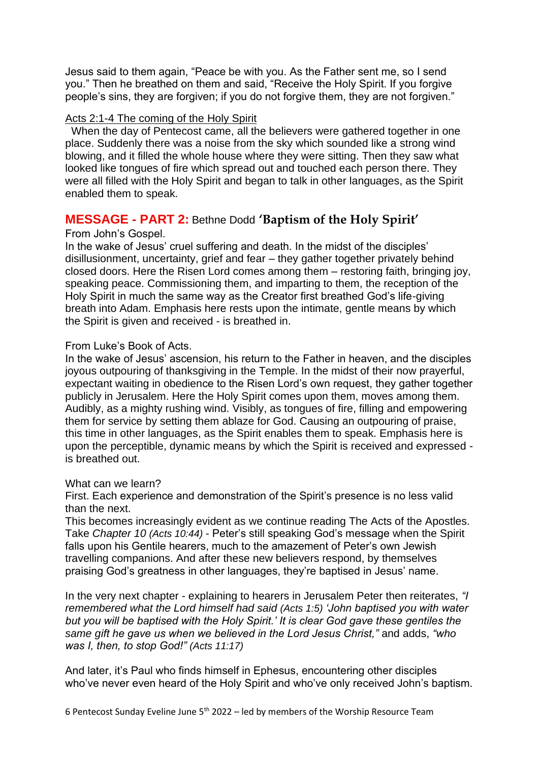Jesus said to them again, “Peace be with you. As the Father sent me, so I send you.” Then he breathed on them and said, “Receive the Holy Spirit. If you forgive people’s sins, they are forgiven; if you do not forgive them, they are not forgiven.”

Acts 2:1-4 The coming of the Holy Spirit

When the day of Pentecost came, all the believers were gathered together in one place. Suddenly there was a noise from the sky which sounded like a strong wind blowing, and it filled the whole house where they were sitting. Then they saw what looked like tongues of fire which spread out and touched each person there. They were all filled with the Holy Spirit and began to talk in other languages, as the Spirit enabled them to speak.

## MESSAGE - PART 2: Bethne Dodd ‘Baptism of the Holy Spirit’

From John’s Gospel.

In the wake of Jesus’ cruel suffering and death. In the midst of the disciples’ disillusionment, uncertainty, grief and fear – they gather together privately behind closed doors. Here the Risen Lord comes among them – restoring faith, bringing joy, speaking peace. Commissioning them, and imparting to them, the reception of the Holy Spirit in much the same way as the Creator first breathed God’s life-giving breath into Adam. Emphasis here rests upon the intimate, gentle means by which the Spirit is given and received - is breathed in.

From Luke’s Book of Acts.

In the wake of Jesus’ ascension, his return to the Father in heaven, and the disciples joyous outpouring of thanksgiving in the Temple. In the midst of their now prayerful, expectant waiting in obedience to the Risen Lord’s own request, they gather together publicly in Jerusalem. Here the Holy Spirit comes upon them, moves among them. Audibly, as a mighty rushing wind. Visibly, as tongues of fire, filling and empowering them for service by setting them ablaze for God. Causing an outpouring of praise, this time in other languages, as the Spirit enables them to speak. Emphasis here is upon the perceptible, dynamic means by which the Spirit is received and expressed - is breathed out.

What can we learn?

First. Each experience and demonstration of the Spirit’s presence is no less valid than the next.

This becomes increasingly evident as we continue reading The Acts of the Apostles. Take *Chapter 10 (Acts 10:44)* - Peter’s still speaking God’s message when the Spirit falls upon his Gentile hearers, much to the amazement of Peter’s own Jewish travelling companions. And after these new believers respond, by themselves praising God’s greatness in other languages, they’re baptised in Jesus’ name.

In the very next chapter - explaining to hearers in Jerusalem Peter then reiterates, *“I remembered what the Lord himself had said (Acts 1:5) ‘John baptised you with water but you will be baptised with the Holy Spirit.’ It is clear God gave these gentiles the same gift he gave us when we believed in the Lord Jesus Christ,”* and adds, *“who was I, then, to stop God!” (Acts 11:17)*

And later, it’s Paul who finds himself in Ephesus, encountering other disciples who’ve never even heard of the Holy Spirit and who’ve only received John’s baptism.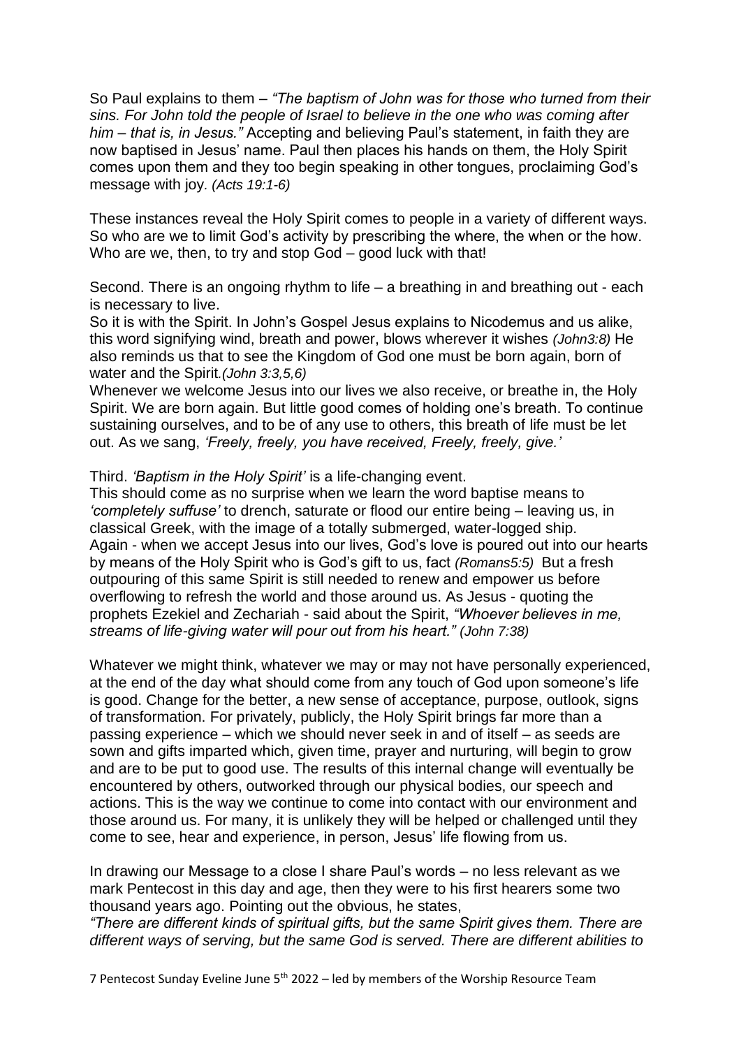So Paul explains to them – *"The baptism of John was for those who turned from their sins. For John told the people of Israel to believe in the one who was coming after him – that is, in Jesus."* Accepting and believing Paul's statement, in faith they are now baptised in Jesus' name. Paul then places his hands on them, the Holy Spirit comes upon them and they too begin speaking in other tongues, proclaiming God's message with joy. *(Acts 19:1-6)*

These instances reveal the Holy Spirit comes to people in a variety of different ways. So who are we to limit God's activity by prescribing the where, the when or the how. Who are we, then, to try and stop God – good luck with that!

Second. There is an ongoing rhythm to life – a breathing in and breathing out - each is necessary to live.
So it is with the Spirit. In John's Gospel Jesus explains to Nicodemus and us alike, this word signifying wind, breath and power, blows wherever it wishes *(John3:8)* He also reminds us that to see the Kingdom of God one must be born again, born of water and the Spirit.*(John 3:3,5,6)*
Whenever we welcome Jesus into our lives we also receive, or breathe in, the Holy Spirit. We are born again. But little good comes of holding one's breath. To continue sustaining ourselves, and to be of any use to others, this breath of life must be let out. As we sang, *'Freely, freely, you have received, Freely, freely, give.'*

Third. *'Baptism in the Holy Spirit'* is a life-changing event.
This should come as no surprise when we learn the word baptise means to *'completely suffuse'* to drench, saturate or flood our entire being – leaving us, in classical Greek, with the image of a totally submerged, water-logged ship.
Again - when we accept Jesus into our lives, God's love is poured out into our hearts by means of the Holy Spirit who is God's gift to us, fact *(Romans5:5)* But a fresh outpouring of this same Spirit is still needed to renew and empower us before overflowing to refresh the world and those around us. As Jesus - quoting the prophets Ezekiel and Zechariah - said about the Spirit, *"Whoever believes in me, streams of life-giving water will pour out from his heart." (John 7:38)*

Whatever we might think, whatever we may or may not have personally experienced, at the end of the day what should come from any touch of God upon someone's life is good. Change for the better, a new sense of acceptance, purpose, outlook, signs of transformation. For privately, publicly, the Holy Spirit brings far more than a passing experience – which we should never seek in and of itself – as seeds are sown and gifts imparted which, given time, prayer and nurturing, will begin to grow and are to be put to good use. The results of this internal change will eventually be encountered by others, outworked through our physical bodies, our speech and actions. This is the way we continue to come into contact with our environment and those around us. For many, it is unlikely they will be helped or challenged until they come to see, hear and experience, in person, Jesus' life flowing from us.

In drawing our Message to a close I share Paul's words – no less relevant as we mark Pentecost in this day and age, then they were to his first hearers some two thousand years ago. Pointing out the obvious, he states,
*"There are different kinds of spiritual gifts, but the same Spirit gives them. There are different ways of serving, but the same God is served. There are different abilities to*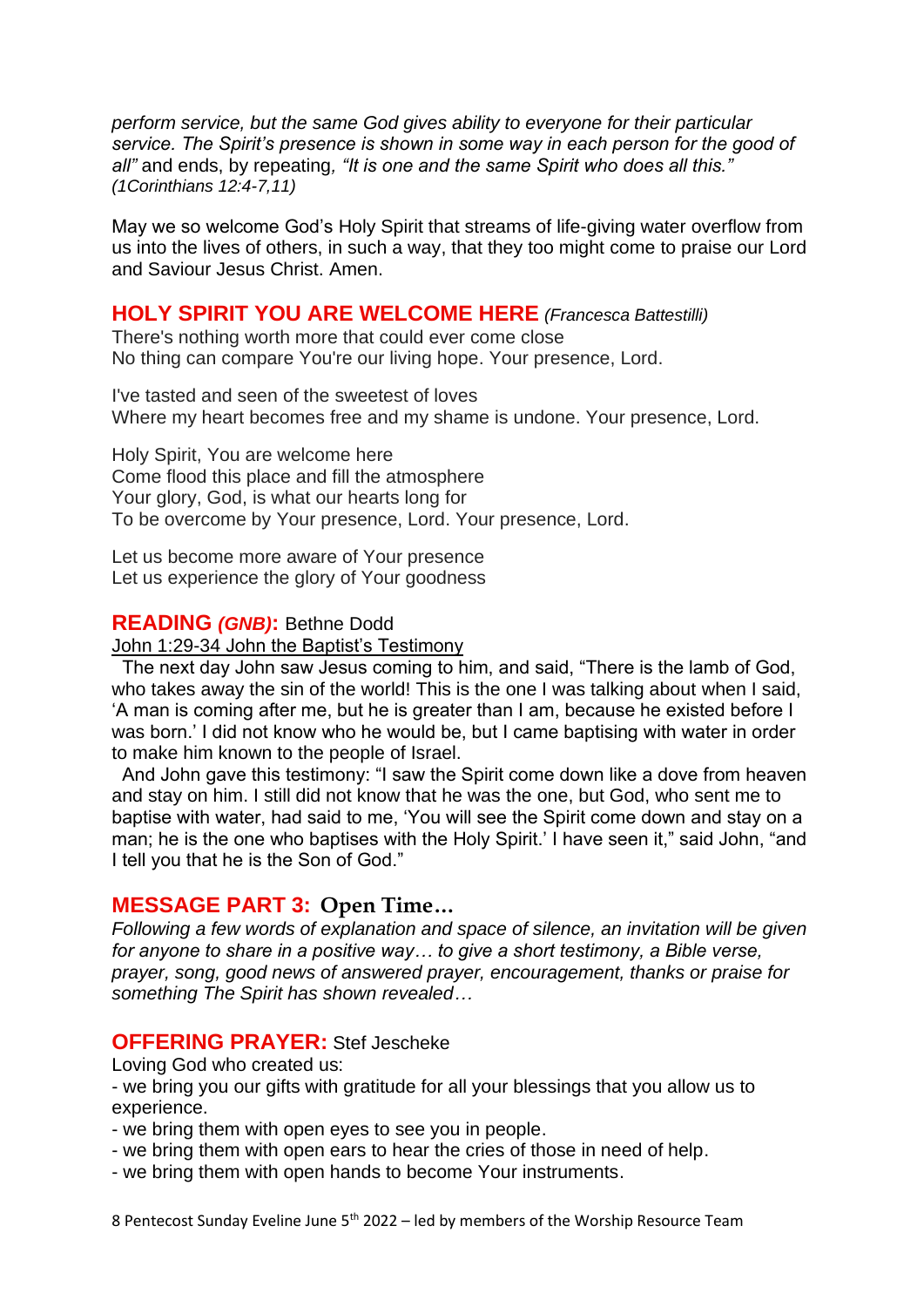*perform service, but the same God gives ability to everyone for their particular service. The Spirit's presence is shown in some way in each person for the good of all"* and ends, by repeating*, "It is one and the same Spirit who does all this." (1Corinthians 12:4-7,11)*

May we so welcome God's Holy Spirit that streams of life-giving water overflow from us into the lives of others, in such a way, that they too might come to praise our Lord and Saviour Jesus Christ. Amen.

## HOLY SPIRIT YOU ARE WELCOME HERE *(Francesca Battestilli)*

There's nothing worth more that could ever come close
No thing can compare You're our living hope. Your presence, Lord.

I've tasted and seen of the sweetest of loves
Where my heart becomes free and my shame is undone. Your presence, Lord.

Holy Spirit, You are welcome here
Come flood this place and fill the atmosphere
Your glory, God, is what our hearts long for
To be overcome by Your presence, Lord. Your presence, Lord.

Let us become more aware of Your presence
Let us experience the glory of Your goodness

## READING *(GNB)*: Bethne Dodd

John 1:29-34 John the Baptist's Testimony

The next day John saw Jesus coming to him, and said, "There is the lamb of God, who takes away the sin of the world! This is the one I was talking about when I said, 'A man is coming after me, but he is greater than I am, because he existed before I was born.' I did not know who he would be, but I came baptising with water in order to make him known to the people of Israel.

And John gave this testimony: "I saw the Spirit come down like a dove from heaven and stay on him. I still did not know that he was the one, but God, who sent me to baptise with water, had said to me, 'You will see the Spirit come down and stay on a man; he is the one who baptises with the Holy Spirit.' I have seen it," said John, "and I tell you that he is the Son of God."

## MESSAGE PART 3: Open Time…

*Following a few words of explanation and space of silence, an invitation will be given for anyone to share in a positive way… to give a short testimony, a Bible verse, prayer, song, good news of answered prayer, encouragement, thanks or praise for something The Spirit has shown revealed…*

## OFFERING PRAYER: Stef Jescheke

Loving God who created us:

- we bring you our gifts with gratitude for all your blessings that you allow us to experience.
- we bring them with open eyes to see you in people.
- we bring them with open ears to hear the cries of those in need of help.
- we bring them with open hands to become Your instruments.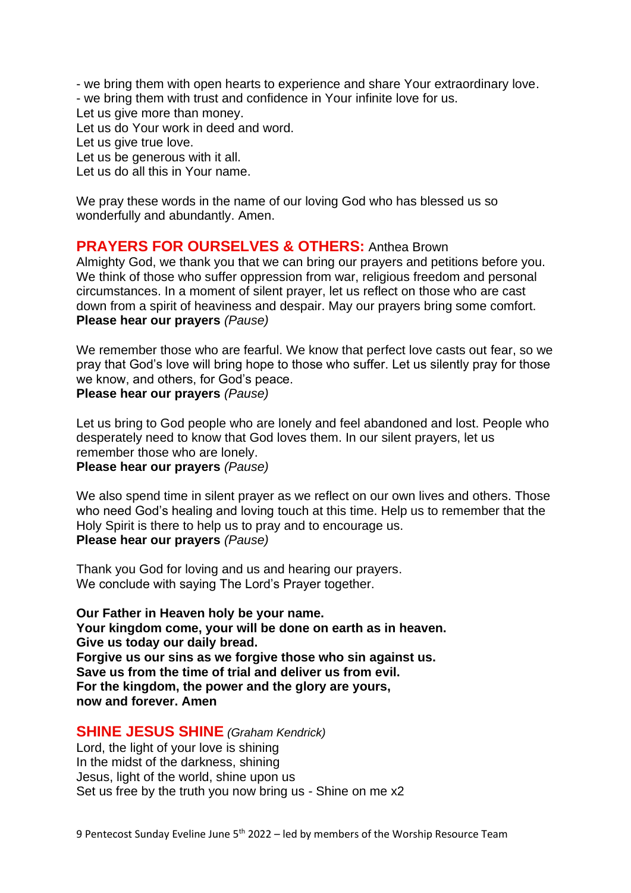- we bring them with open hearts to experience and share Your extraordinary love.
- we bring them with trust and confidence in Your infinite love for us.

Let us give more than money.
Let us do Your work in deed and word.
Let us give true love.
Let us be generous with it all.
Let us do all this in Your name.

We pray these words in the name of our loving God who has blessed us so wonderfully and abundantly. Amen.

## PRAYERS FOR OURSELVES & OTHERS: Anthea Brown

Almighty God, we thank you that we can bring our prayers and petitions before you. We think of those who suffer oppression from war, religious freedom and personal circumstances. In a moment of silent prayer, let us reflect on those who are cast down from a spirit of heaviness and despair. May our prayers bring some comfort.
**Please hear our prayers** *(Pause)*

We remember those who are fearful. We know that perfect love casts out fear, so we pray that God's love will bring hope to those who suffer. Let us silently pray for those we know, and others, for God's peace.
**Please hear our prayers** *(Pause)*

Let us bring to God people who are lonely and feel abandoned and lost. People who desperately need to know that God loves them. In our silent prayers, let us remember those who are lonely.
**Please hear our prayers** *(Pause)*

We also spend time in silent prayer as we reflect on our own lives and others. Those who need God's healing and loving touch at this time. Help us to remember that the Holy Spirit is there to help us to pray and to encourage us.
**Please hear our prayers** *(Pause)*

Thank you God for loving and us and hearing our prayers.
We conclude with saying The Lord's Prayer together.

**Our Father in Heaven holy be your name.**
**Your kingdom come, your will be done on earth as in heaven.**
**Give us today our daily bread.**
**Forgive us our sins as we forgive those who sin against us.**
**Save us from the time of trial and deliver us from evil.**
**For the kingdom, the power and the glory are yours,**
**now and forever. Amen**

## SHINE JESUS SHINE *(Graham Kendrick)*

Lord, the light of your love is shining
In the midst of the darkness, shining
Jesus, light of the world, shine upon us
Set us free by the truth you now bring us - Shine on me x2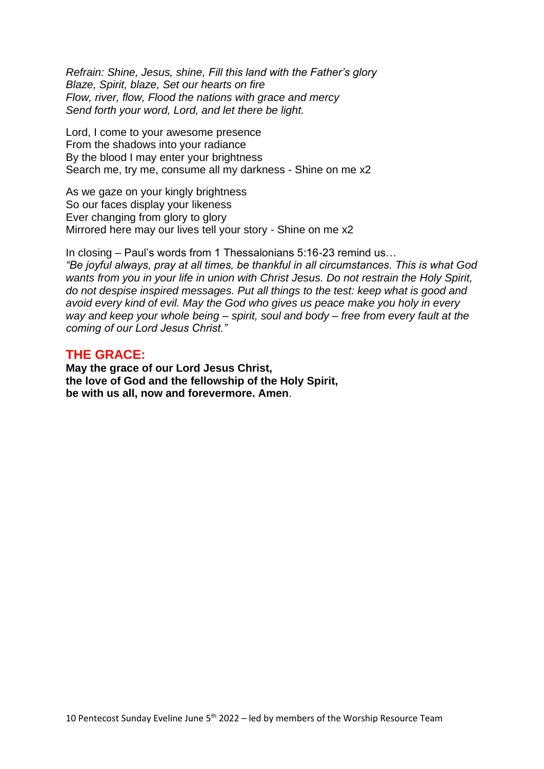*Refrain: Shine, Jesus, shine, Fill this land with the Father's glory*
*Blaze, Spirit, blaze, Set our hearts on fire*
*Flow, river, flow, Flood the nations with grace and mercy*
*Send forth your word, Lord, and let there be light.*

Lord, I come to your awesome presence
From the shadows into your radiance
By the blood I may enter your brightness
Search me, try me, consume all my darkness - Shine on me x2

As we gaze on your kingly brightness
So our faces display your likeness
Ever changing from glory to glory
Mirrored here may our lives tell your story - Shine on me x2

In closing – Paul's words from 1 Thessalonians 5:16-23 remind us…
*"Be joyful always, pray at all times, be thankful in all circumstances. This is what God wants from you in your life in union with Christ Jesus. Do not restrain the Holy Spirit, do not despise inspired messages. Put all things to the test: keep what is good and avoid every kind of evil. May the God who gives us peace make you holy in every way and keep your whole being – spirit, soul and body – free from every fault at the coming of our Lord Jesus Christ."*

## THE GRACE:

**May the grace of our Lord Jesus Christ,**
**the love of God and the fellowship of the Holy Spirit,**
**be with us all, now and forevermore. Amen**.